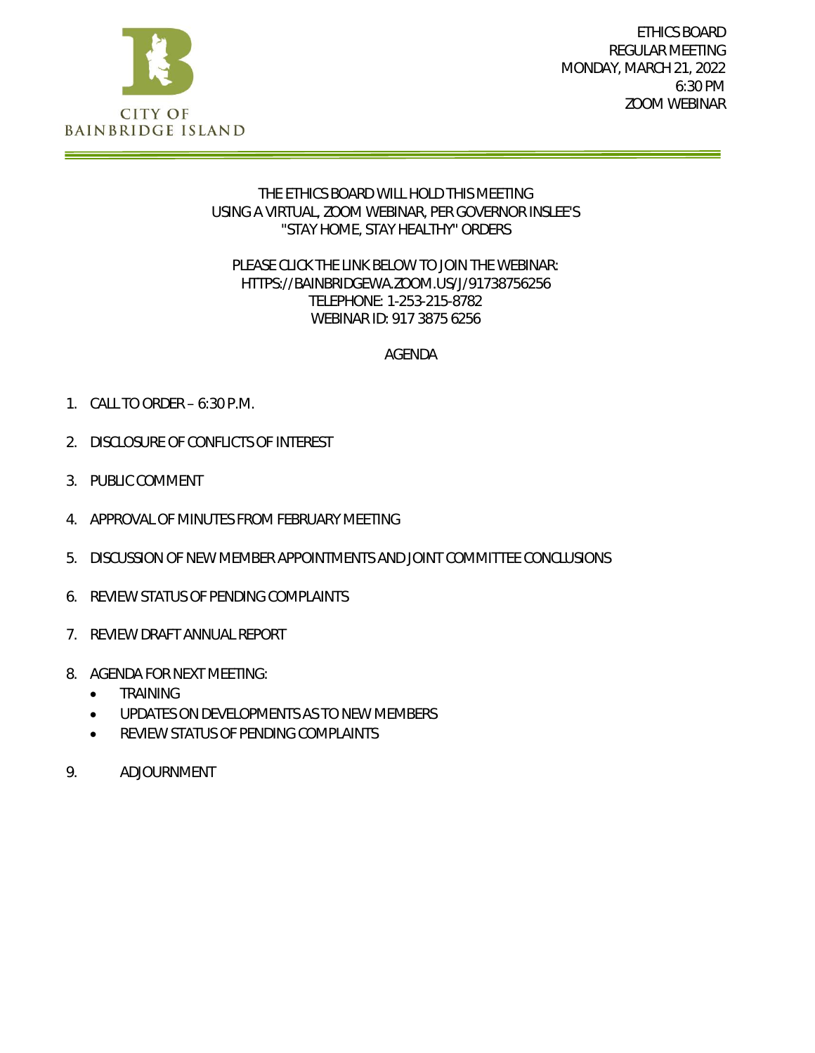CITY OF
BAINBRIDGE ISLAND

ETHICS BOARD
REGULAR MEETING
MONDAY, MARCH 21, 2022
6:30 PM
ZOOM WEBINAR

THE ETHICS BOARD WILL HOLD THIS MEETING USING A VIRTUAL, ZOOM WEBINAR, PER GOVERNOR INSLEE'S "STAY HOME, STAY HEALTHY" ORDERS

PLEASE CLICK THE LINK BELOW TO JOIN THE WEBINAR:
HTTPS://BAINBRIDGEWA.ZOOM.US/J/91738756256
TELEPHONE: 1-253-215-8782
WEBINAR ID: 917 3875 6256

# AGENDA

1. CALL TO ORDER – 6:30 P.M.
2. DISCLOSURE OF CONFLICTS OF INTEREST
3. PUBLIC COMMENT
4. APPROVAL OF MINUTES FROM FEBRUARY MEETING
5. DISCUSSION OF NEW MEMBER APPOINTMENTS AND JOINT COMMITTEE CONCLUSIONS
6. REVIEW STATUS OF PENDING COMPLAINTS
7. REVIEW DRAFT ANNUAL REPORT
8. AGENDA FOR NEXT MEETING:
   - TRAINING
   - UPDATES ON DEVELOPMENTS AS TO NEW MEMBERS
   - REVIEW STATUS OF PENDING COMPLAINTS
9. ADJOURNMENT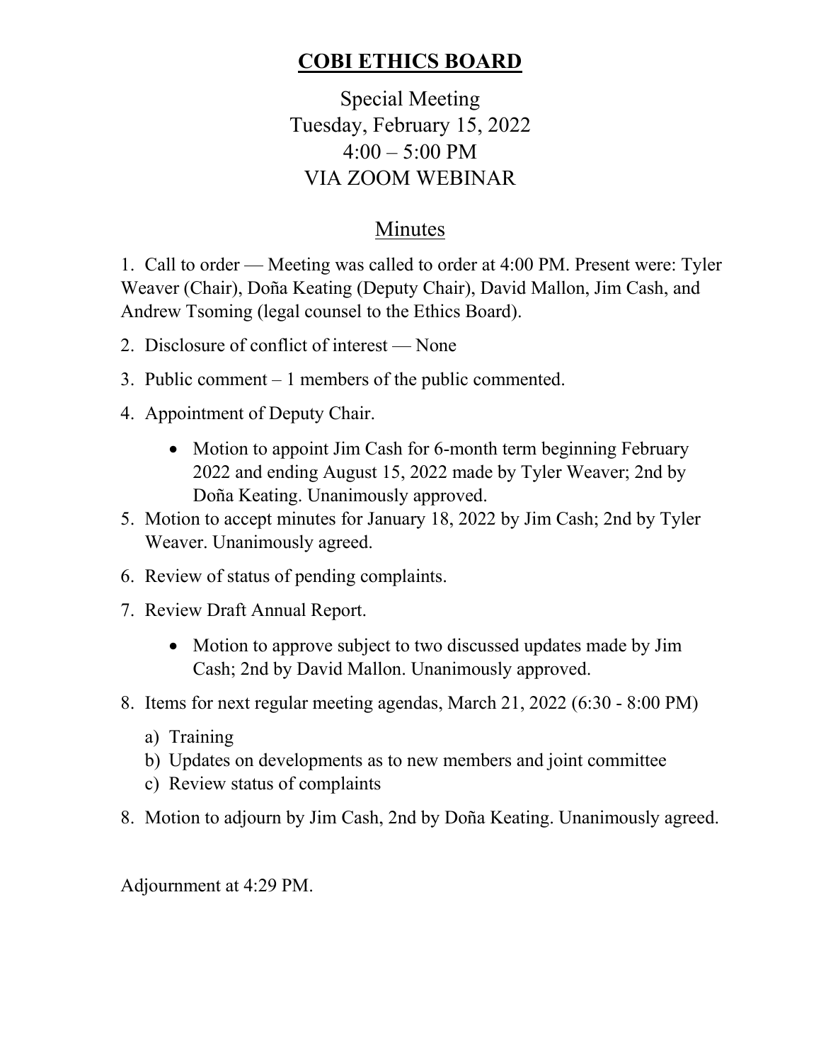# COBI ETHICS BOARD

Special Meeting
Tuesday, February 15, 2022
4:00 – 5:00 PM
VIA ZOOM WEBINAR

## Minutes

1. Call to order — Meeting was called to order at 4:00 PM. Present were: Tyler Weaver (Chair), Doña Keating (Deputy Chair), David Mallon, Jim Cash, and Andrew Tsoming (legal counsel to the Ethics Board).
2. Disclosure of conflict of interest — None
3. Public comment – 1 members of the public commented.
4. Appointment of Deputy Chair.
   - Motion to appoint Jim Cash for 6-month term beginning February 2022 and ending August 15, 2022 made by Tyler Weaver; 2nd by Doña Keating. Unanimously approved.
5. Motion to accept minutes for January 18, 2022 by Jim Cash; 2nd by Tyler Weaver. Unanimously agreed.
6. Review of status of pending complaints.
7. Review Draft Annual Report.
   - Motion to approve subject to two discussed updates made by Jim Cash; 2nd by David Mallon. Unanimously approved.
8. Items for next regular meeting agendas, March 21, 2022 (6:30 - 8:00 PM)
   a) Training
   b) Updates on developments as to new members and joint committee
   c) Review status of complaints
8. Motion to adjourn by Jim Cash, 2nd by Doña Keating. Unanimously agreed.

Adjournment at 4:29 PM.